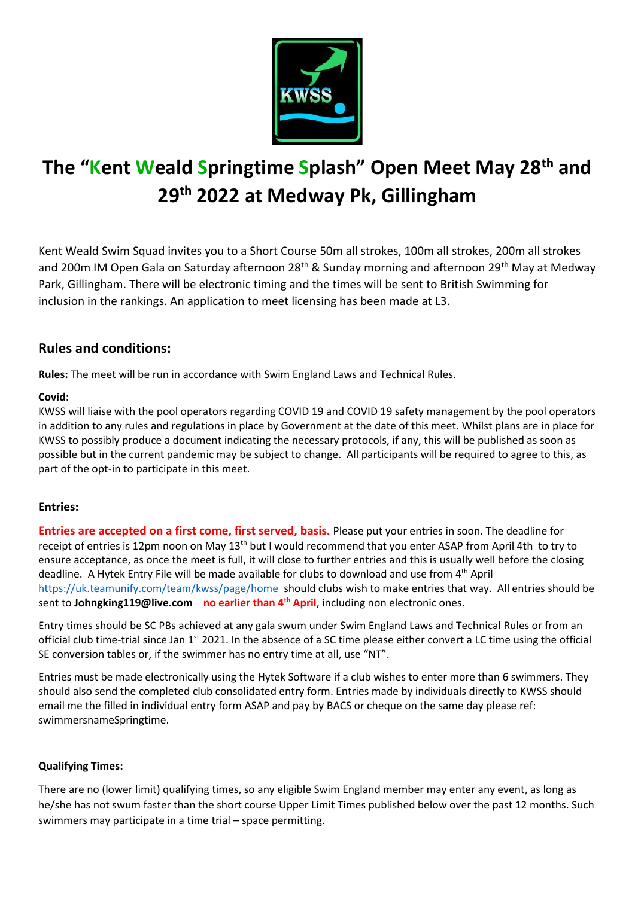# The "Kent Weald Springtime Splash" Open Meet May 28th and 29th 2022 at Medway Pk, Gillingham

Kent Weald Swim Squad invites you to a Short Course 50m all strokes, 100m all strokes, 200m all strokes and 200m IM Open Gala on Saturday afternoon 28th & Sunday morning and afternoon 29th May at Medway Park, Gillingham. There will be electronic timing and the times will be sent to British Swimming for inclusion in the rankings. An application to meet licensing has been made at L3.

## Rules and conditions:

**Rules:** The meet will be run in accordance with Swim England Laws and Technical Rules.

**Covid:**
KWSS will liaise with the pool operators regarding COVID 19 and COVID 19 safety management by the pool operators in addition to any rules and regulations in place by Government at the date of this meet. Whilst plans are in place for KWSS to possibly produce a document indicating the necessary protocols, if any, this will be published as soon as possible but in the current pandemic may be subject to change. All participants will be required to agree to this, as part of the opt-in to participate in this meet.

**Entries:**

**Entries are accepted on a first come, first served, basis.** Please put your entries in soon. The deadline for receipt of entries is 12pm noon on May 13th but I would recommend that you enter ASAP from April 4th to try to ensure acceptance, as once the meet is full, it will close to further entries and this is usually well before the closing deadline. A Hytek Entry File will be made available for clubs to download and use from 4th April https://uk.teamunify.com/team/kwss/page/home should clubs wish to make entries that way. All entries should be sent to **Johngking119@live.com** **no earlier than 4th April**, including non electronic ones.

Entry times should be SC PBs achieved at any gala swum under Swim England Laws and Technical Rules or from an official club time-trial since Jan 1st 2021. In the absence of a SC time please either convert a LC time using the official SE conversion tables or, if the swimmer has no entry time at all, use "NT".

Entries must be made electronically using the Hytek Software if a club wishes to enter more than 6 swimmers. They should also send the completed club consolidated entry form. Entries made by individuals directly to KWSS should email me the filled in individual entry form ASAP and pay by BACS or cheque on the same day please ref: swimmersnameSpringtime.

**Qualifying Times:**

There are no (lower limit) qualifying times, so any eligible Swim England member may enter any event, as long as he/she has not swum faster than the short course Upper Limit Times published below over the past 12 months. Such swimmers may participate in a time trial – space permitting.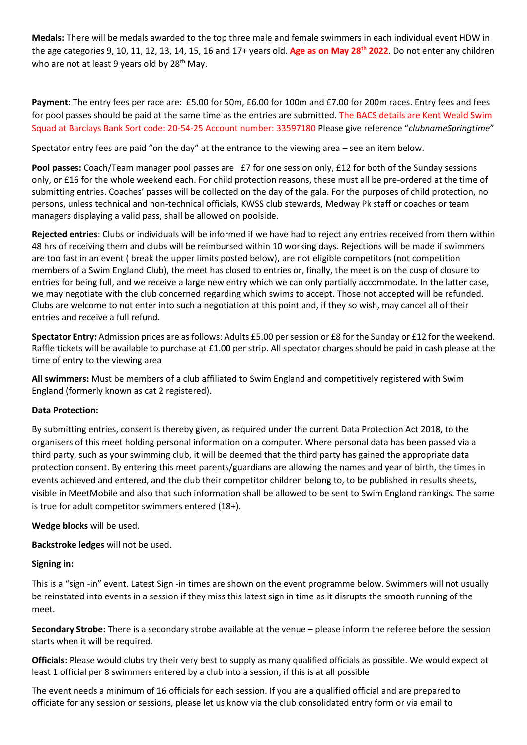**Medals:** There will be medals awarded to the top three male and female swimmers in each individual event HDW in the age categories 9, 10, 11, 12, 13, 14, 15, 16 and 17+ years old. **Age as on May 28th 2022**. Do not enter any children who are not at least 9 years old by 28th May.

**Payment:** The entry fees per race are: £5.00 for 50m, £6.00 for 100m and £7.00 for 200m races. Entry fees and fees for pool passes should be paid at the same time as the entries are submitted. The BACS details are Kent Weald Swim Squad at Barclays Bank Sort code: 20-54-25 Account number: 33597180 Please give reference "*clubnameSpringtime*"

Spectator entry fees are paid "on the day" at the entrance to the viewing area – see an item below.

**Pool passes:** Coach/Team manager pool passes are £7 for one session only, £12 for both of the Sunday sessions only, or £16 for the whole weekend each. For child protection reasons, these must all be pre-ordered at the time of submitting entries. Coaches' passes will be collected on the day of the gala. For the purposes of child protection, no persons, unless technical and non-technical officials, KWSS club stewards, Medway Pk staff or coaches or team managers displaying a valid pass, shall be allowed on poolside.

**Rejected entries**: Clubs or individuals will be informed if we have had to reject any entries received from them within 48 hrs of receiving them and clubs will be reimbursed within 10 working days. Rejections will be made if swimmers are too fast in an event ( break the upper limits posted below), are not eligible competitors (not competition members of a Swim England Club), the meet has closed to entries or, finally, the meet is on the cusp of closure to entries for being full, and we receive a large new entry which we can only partially accommodate. In the latter case, we may negotiate with the club concerned regarding which swims to accept. Those not accepted will be refunded. Clubs are welcome to not enter into such a negotiation at this point and, if they so wish, may cancel all of their entries and receive a full refund.

**Spectator Entry:** Admission prices are as follows: Adults £5.00 per session or £8 for the Sunday or £12 for the weekend. Raffle tickets will be available to purchase at £1.00 per strip. All spectator charges should be paid in cash please at the time of entry to the viewing area

**All swimmers:** Must be members of a club affiliated to Swim England and competitively registered with Swim England (formerly known as cat 2 registered).

**Data Protection:**

By submitting entries, consent is thereby given, as required under the current Data Protection Act 2018, to the organisers of this meet holding personal information on a computer. Where personal data has been passed via a third party, such as your swimming club, it will be deemed that the third party has gained the appropriate data protection consent. By entering this meet parents/guardians are allowing the names and year of birth, the times in events achieved and entered, and the club their competitor children belong to, to be published in results sheets, visible in MeetMobile and also that such information shall be allowed to be sent to Swim England rankings. The same is true for adult competitor swimmers entered (18+).

**Wedge blocks** will be used.

**Backstroke ledges** will not be used.

**Signing in:**

This is a "sign -in" event. Latest Sign -in times are shown on the event programme below. Swimmers will not usually be reinstated into events in a session if they miss this latest sign in time as it disrupts the smooth running of the meet.

**Secondary Strobe:** There is a secondary strobe available at the venue – please inform the referee before the session starts when it will be required.

**Officials:** Please would clubs try their very best to supply as many qualified officials as possible. We would expect at least 1 official per 8 swimmers entered by a club into a session, if this is at all possible

The event needs a minimum of 16 officials for each session. If you are a qualified official and are prepared to officiate for any session or sessions, please let us know via the club consolidated entry form or via email to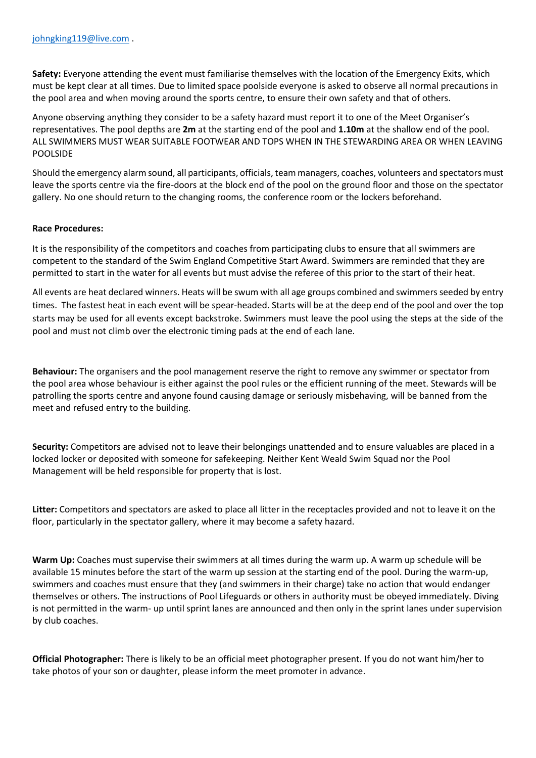johngking119@live.com .

**Safety:** Everyone attending the event must familiarise themselves with the location of the Emergency Exits, which must be kept clear at all times. Due to limited space poolside everyone is asked to observe all normal precautions in the pool area and when moving around the sports centre, to ensure their own safety and that of others.

Anyone observing anything they consider to be a safety hazard must report it to one of the Meet Organiser's representatives. The pool depths are **2m** at the starting end of the pool and **1.10m** at the shallow end of the pool. ALL SWIMMERS MUST WEAR SUITABLE FOOTWEAR AND TOPS WHEN IN THE STEWARDING AREA OR WHEN LEAVING POOLSIDE

Should the emergency alarm sound, all participants, officials, team managers, coaches, volunteers and spectators must leave the sports centre via the fire-doors at the block end of the pool on the ground floor and those on the spectator gallery. No one should return to the changing rooms, the conference room or the lockers beforehand.

**Race Procedures:**

It is the responsibility of the competitors and coaches from participating clubs to ensure that all swimmers are competent to the standard of the Swim England Competitive Start Award. Swimmers are reminded that they are permitted to start in the water for all events but must advise the referee of this prior to the start of their heat.

All events are heat declared winners. Heats will be swum with all age groups combined and swimmers seeded by entry times. The fastest heat in each event will be spear-headed. Starts will be at the deep end of the pool and over the top starts may be used for all events except backstroke. Swimmers must leave the pool using the steps at the side of the pool and must not climb over the electronic timing pads at the end of each lane.

**Behaviour:** The organisers and the pool management reserve the right to remove any swimmer or spectator from the pool area whose behaviour is either against the pool rules or the efficient running of the meet. Stewards will be patrolling the sports centre and anyone found causing damage or seriously misbehaving, will be banned from the meet and refused entry to the building.

**Security:** Competitors are advised not to leave their belongings unattended and to ensure valuables are placed in a locked locker or deposited with someone for safekeeping. Neither Kent Weald Swim Squad nor the Pool Management will be held responsible for property that is lost.

**Litter:** Competitors and spectators are asked to place all litter in the receptacles provided and not to leave it on the floor, particularly in the spectator gallery, where it may become a safety hazard.

**Warm Up:** Coaches must supervise their swimmers at all times during the warm up. A warm up schedule will be available 15 minutes before the start of the warm up session at the starting end of the pool. During the warm-up, swimmers and coaches must ensure that they (and swimmers in their charge) take no action that would endanger themselves or others. The instructions of Pool Lifeguards or others in authority must be obeyed immediately. Diving is not permitted in the warm- up until sprint lanes are announced and then only in the sprint lanes under supervision by club coaches.

**Official Photographer:** There is likely to be an official meet photographer present. If you do not want him/her to take photos of your son or daughter, please inform the meet promoter in advance.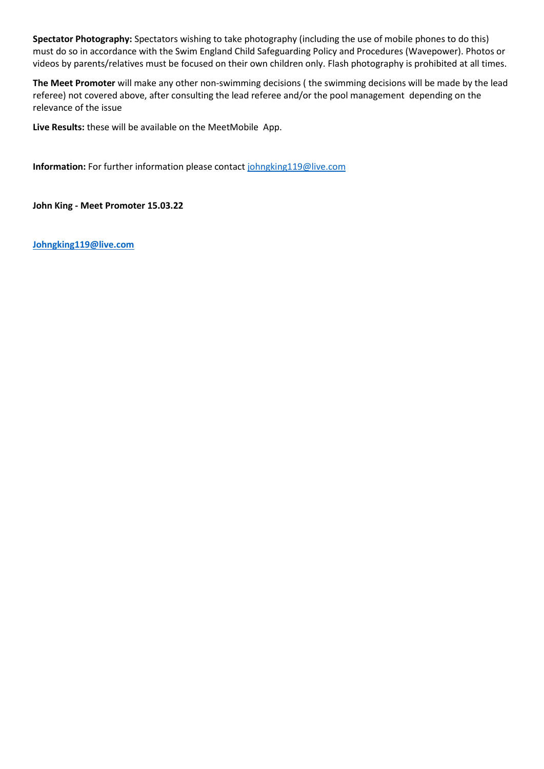**Spectator Photography:** Spectators wishing to take photography (including the use of mobile phones to do this) must do so in accordance with the Swim England Child Safeguarding Policy and Procedures (Wavepower). Photos or videos by parents/relatives must be focused on their own children only. Flash photography is prohibited at all times.

**The Meet Promoter** will make any other non-swimming decisions ( the swimming decisions will be made by the lead referee) not covered above, after consulting the lead referee and/or the pool management depending on the relevance of the issue

**Live Results:** these will be available on the MeetMobile App.

**Information:** For further information please contact johngking119@live.com

**John King - Meet Promoter 15.03.22**

**Johngking119@live.com**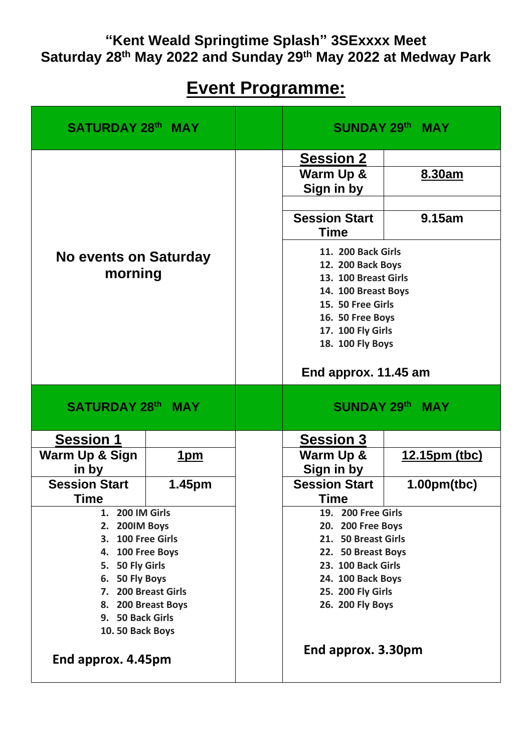**"Kent Weald Springtime Splash" 3SExxxx Meet**
**Saturday 28th May 2022 and Sunday 29th May 2022 at Medway Park**

# Event Programme:

| SATURDAY 28th MAY | | SUNDAY 29th MAY |
|---|---|---|
| No events on Saturday morning | | **Session 2**<br>Warm Up & Sign in by: **8.30am**<br>Session Start Time: **9.15am**<br>11. 200 Back Girls<br>12. 200 Back Boys<br>13. 100 Breast Girls<br>14. 100 Breast Boys<br>15. 50 Free Girls<br>16. 50 Free Boys<br>17. 100 Fly Girls<br>18. 100 Fly Boys<br>**End approx. 11.45 am** |

| SATURDAY 28th MAY | | SUNDAY 29th MAY |
|---|---|---|
| **Session 1**<br>Warm Up & Sign in by: **1pm**<br>Session Start Time: **1.45pm**<br>1. 200 IM Girls<br>2. 200IM Boys<br>3. 100 Free Girls<br>4. 100 Free Boys<br>5. 50 Fly Girls<br>6. 50 Fly Boys<br>7. 200 Breast Girls<br>8. 200 Breast Boys<br>9. 50 Back Girls<br>10. 50 Back Boys<br>**End approx. 4.45pm** | | **Session 3**<br>Warm Up & Sign in by: **12.15pm (tbc)**<br>Session Start Time: **1.00pm(tbc)**<br>19. 200 Free Girls<br>20. 200 Free Boys<br>21. 50 Breast Girls<br>22. 50 Breast Boys<br>23. 100 Back Girls<br>24. 100 Back Boys<br>25. 200 Fly Girls<br>26. 200 Fly Boys<br>**End approx. 3.30pm** |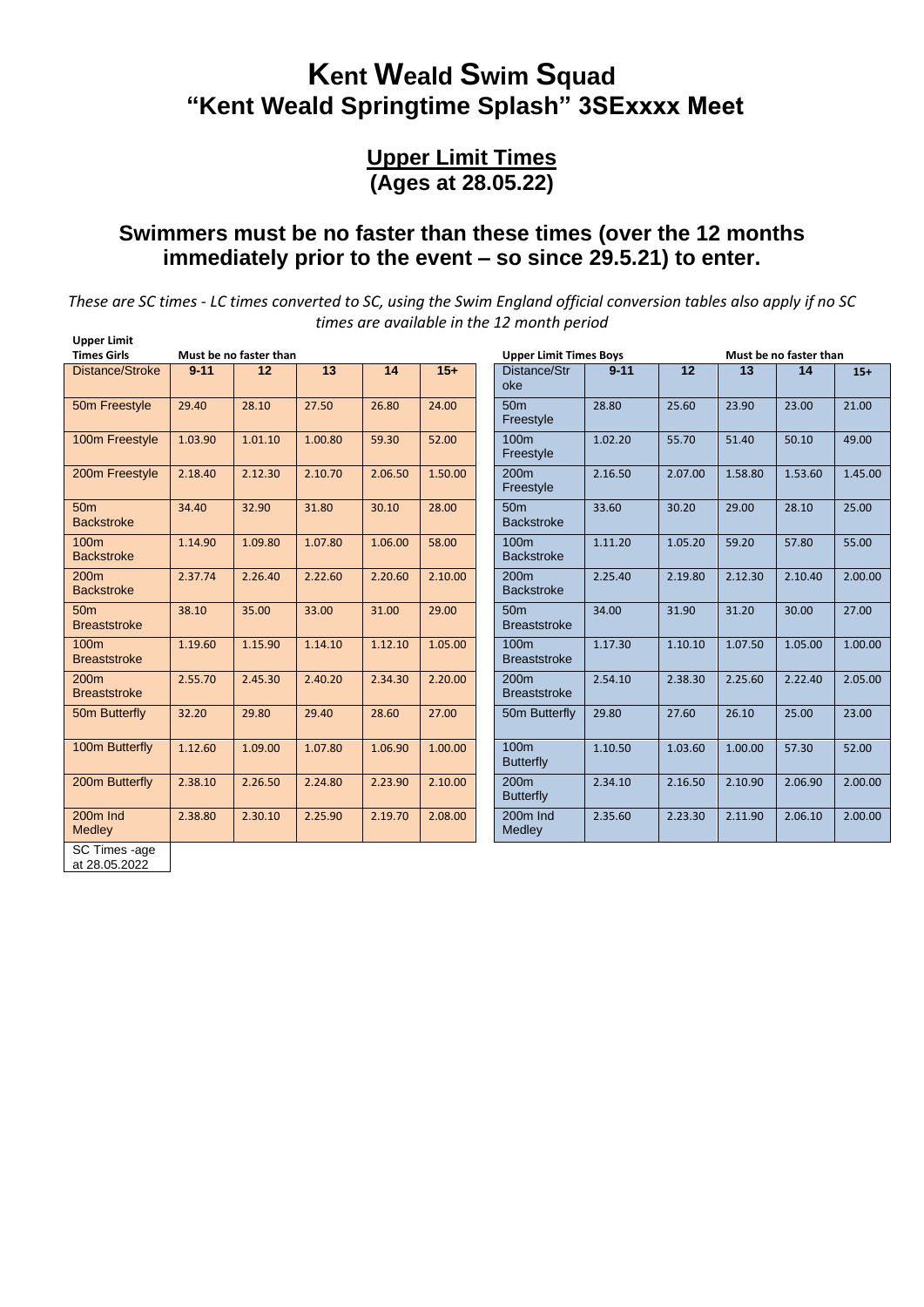# Kent Weald Swim Squad
## "Kent Weald Springtime Splash" 3SExxxx Meet

### Upper Limit Times
### (Ages at 28.05.22)

### Swimmers must be no faster than these times (over the 12 months immediately prior to the event – so since 29.5.21) to enter.

*These are SC times - LC times converted to SC, using the Swim England official conversion tables also apply if no SC times are available in the 12 month period*

**Upper Limit Times Girls** — **Must be no faster than**

| Distance/Stroke | 9-11 | 12 | 13 | 14 | 15+ |
|---|---|---|---|---|---|
| 50m Freestyle | 29.40 | 28.10 | 27.50 | 26.80 | 24.00 |
| 100m Freestyle | 1.03.90 | 1.01.10 | 1.00.80 | 59.30 | 52.00 |
| 200m Freestyle | 2.18.40 | 2.12.30 | 2.10.70 | 2.06.50 | 1.50.00 |
| 50m Backstroke | 34.40 | 32.90 | 31.80 | 30.10 | 28.00 |
| 100m Backstroke | 1.14.90 | 1.09.80 | 1.07.80 | 1.06.00 | 58.00 |
| 200m Backstroke | 2.37.74 | 2.26.40 | 2.22.60 | 2.20.60 | 2.10.00 |
| 50m Breaststroke | 38.10 | 35.00 | 33.00 | 31.00 | 29.00 |
| 100m Breaststroke | 1.19.60 | 1.15.90 | 1.14.10 | 1.12.10 | 1.05.00 |
| 200m Breaststroke | 2.55.70 | 2.45.30 | 2.40.20 | 2.34.30 | 2.20.00 |
| 50m Butterfly | 32.20 | 29.80 | 29.40 | 28.60 | 27.00 |
| 100m Butterfly | 1.12.60 | 1.09.00 | 1.07.80 | 1.06.90 | 1.00.00 |
| 200m Butterfly | 2.38.10 | 2.26.50 | 2.24.80 | 2.23.90 | 2.10.00 |
| 200m Ind Medley | 2.38.80 | 2.30.10 | 2.25.90 | 2.19.70 | 2.08.00 |
| SC Times -age at 28.05.2022 | | | | | |

**Upper Limit Times Boys** — **Must be no faster than**

| Distance/Stroke | 9-11 | 12 | 13 | 14 | 15+ |
|---|---|---|---|---|---|
| 50m Freestyle | 28.80 | 25.60 | 23.90 | 23.00 | 21.00 |
| 100m Freestyle | 1.02.20 | 55.70 | 51.40 | 50.10 | 49.00 |
| 200m Freestyle | 2.16.50 | 2.07.00 | 1.58.80 | 1.53.60 | 1.45.00 |
| 50m Backstroke | 33.60 | 30.20 | 29.00 | 28.10 | 25.00 |
| 100m Backstroke | 1.11.20 | 1.05.20 | 59.20 | 57.80 | 55.00 |
| 200m Backstroke | 2.25.40 | 2.19.80 | 2.12.30 | 2.10.40 | 2.00.00 |
| 50m Breaststroke | 34.00 | 31.90 | 31.20 | 30.00 | 27.00 |
| 100m Breaststroke | 1.17.30 | 1.10.10 | 1.07.50 | 1.05.00 | 1.00.00 |
| 200m Breaststroke | 2.54.10 | 2.38.30 | 2.25.60 | 2.22.40 | 2.05.00 |
| 50m Butterfly | 29.80 | 27.60 | 26.10 | 25.00 | 23.00 |
| 100m Butterfly | 1.10.50 | 1.03.60 | 1.00.00 | 57.30 | 52.00 |
| 200m Butterfly | 2.34.10 | 2.16.50 | 2.10.90 | 2.06.90 | 2.00.00 |
| 200m Ind Medley | 2.35.60 | 2.23.30 | 2.11.90 | 2.06.10 | 2.00.00 |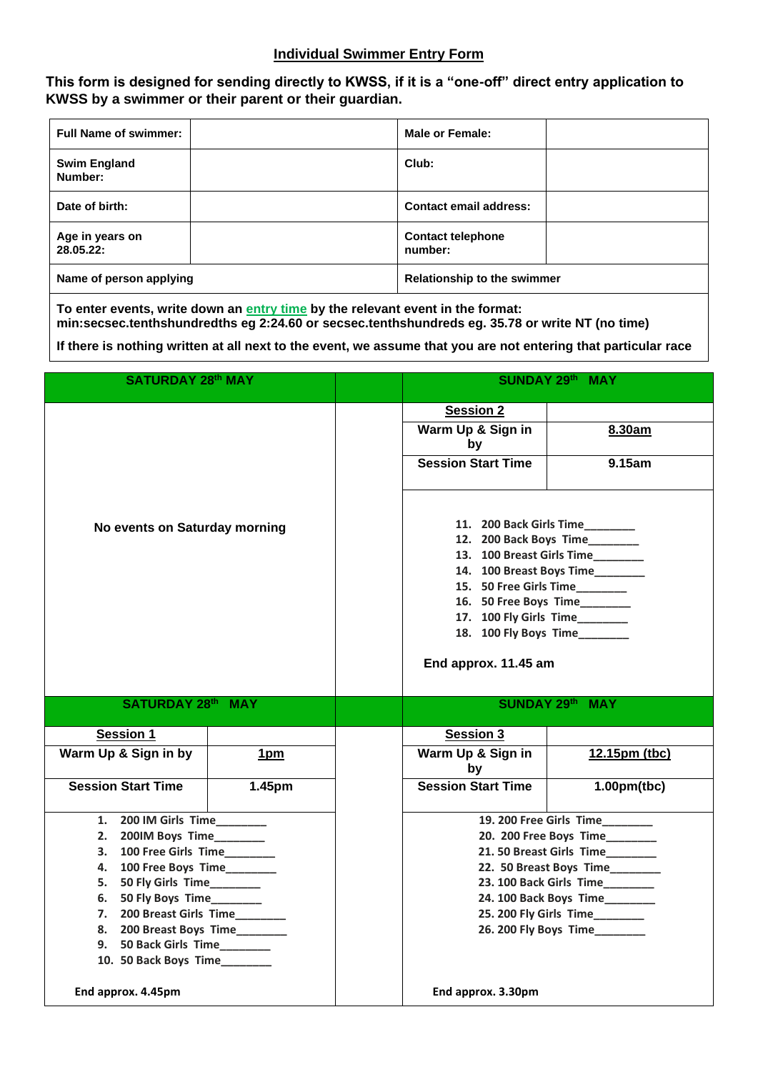## Individual Swimmer Entry Form

**This form is designed for sending directly to KWSS, if it is a "one-off" direct entry application to KWSS by a swimmer or their parent or their guardian.**

| **Full Name of swimmer:** | | **Male or Female:** | |
|---|---|---|---|
| **Swim England Number:** | | **Club:** | |
| **Date of birth:** | | **Contact email address:** | |
| **Age in years on 28.05.22:** | | **Contact telephone number:** | |
| **Name of person applying** | | **Relationship to the swimmer** | |

**To enter events, write down an entry time by the relevant event in the format: min:secsec.tenthshundredths eg 2:24.60 or secsec.tenthshundreds eg. 35.78 or write NT (no time)**

**If there is nothing written at all next to the event, we assume that you are not entering that particular race**

### SATURDAY 28th MAY

**No events on Saturday morning**

### SUNDAY 29th MAY

| **Session 2** | |
|---|---|
| **Warm Up & Sign in by** | **8.30am** |
| **Session Start Time** | **9.15am** |

11. 200 Back Girls Time________
12. 200 Back Boys Time________
13. 100 Breast Girls Time________
14. 100 Breast Boys Time________
15. 50 Free Girls Time________
16. 50 Free Boys Time________
17. 100 Fly Girls Time________
18. 100 Fly Boys Time________

**End approx. 11.45 am**

### SATURDAY 28th MAY

| **Session 1** | |
|---|---|
| **Warm Up & Sign in by** | **1pm** |
| **Session Start Time** | **1.45pm** |

1. 200 IM Girls Time________
2. 200IM Boys Time________
3. 100 Free Girls Time________
4. 100 Free Boys Time________
5. 50 Fly Girls Time________
6. 50 Fly Boys Time________
7. 200 Breast Girls Time________
8. 200 Breast Boys Time________
9. 50 Back Girls Time________
10. 50 Back Boys Time________

**End approx. 4.45pm**

### SUNDAY 29th MAY

| **Session 3** | |
|---|---|
| **Warm Up & Sign in by** | **12.15pm (tbc)** |
| **Session Start Time** | **1.00pm(tbc)** |

19. 200 Free Girls Time________
20. 200 Free Boys Time________
21. 50 Breast Girls Time________
22. 50 Breast Boys Time________
23. 100 Back Girls Time________
24. 100 Back Boys Time________
25. 200 Fly Girls Time________
26. 200 Fly Boys Time________

**End approx. 3.30pm**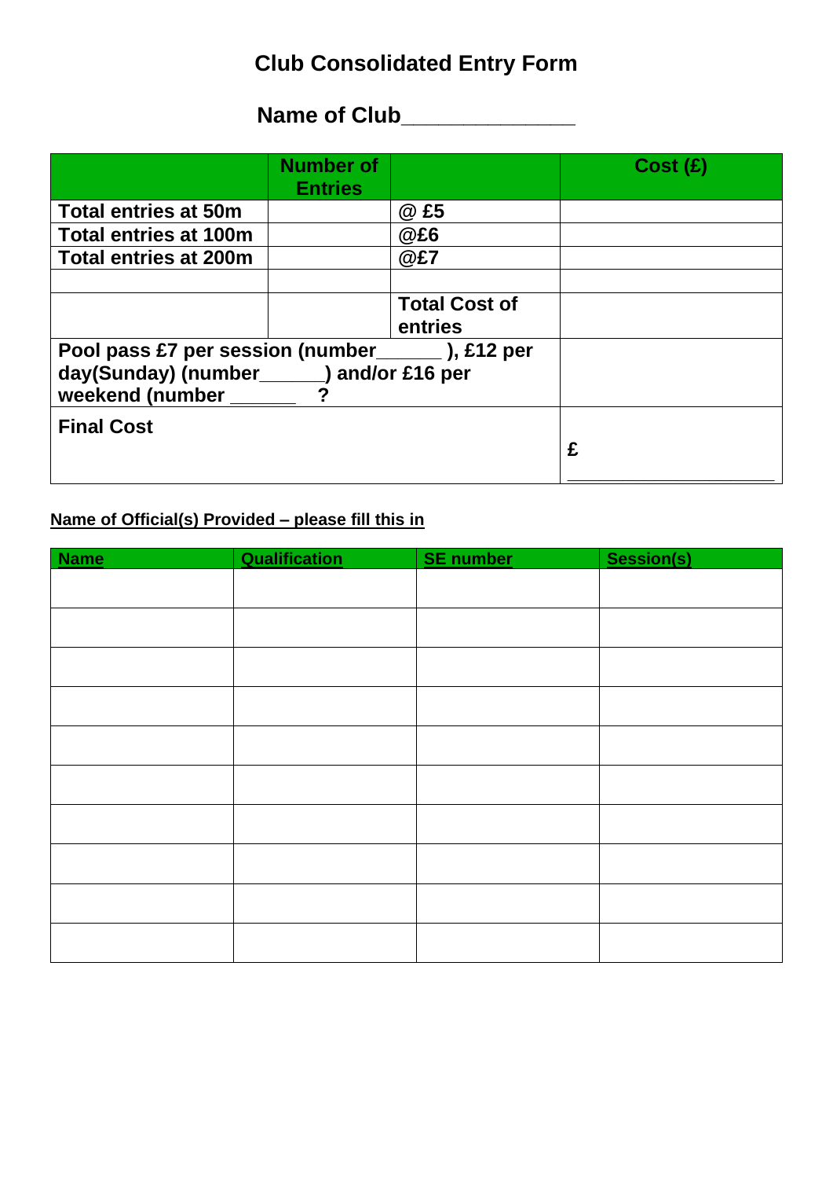# Club Consolidated Entry Form

## Name of Club______________

| | Number of Entries | | Cost (£) |
|---|---|---|---|
| Total entries at 50m | | @ £5 | |
| Total entries at 100m | | @£6 | |
| Total entries at 200m | | @£7 | |
| | | | |
| | | Total Cost of entries | |
| Pool pass £7 per session (number______ ), £12 per day(Sunday) (number______) and/or £16 per weekend (number ______ ? | | | |
| Final Cost | | | £ ____________________ |

**Name of Official(s) Provided – please fill this in**

| Name | Qualification | SE number | Session(s) |
|---|---|---|---|
| | | | |
| | | | |
| | | | |
| | | | |
| | | | |
| | | | |
| | | | |
| | | | |
| | | | |
| | | | |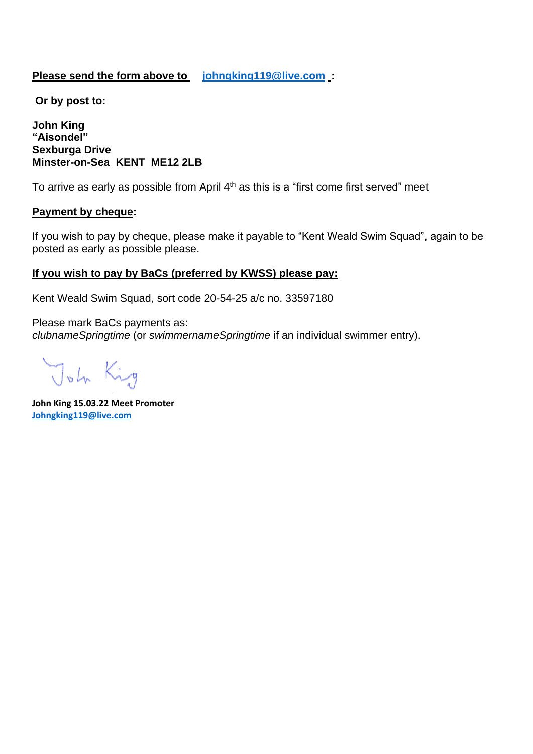**<u>Please send the form above to</u>** **[johngking119@live.com](mailto:johngking119@live.com) :**

**Or by post to:**

**John King**
**"Aisondel"**
**Sexburga Drive**
**Minster-on-Sea KENT ME12 2LB**

To arrive as early as possible from April 4th as this is a "first come first served" meet

**<u>Payment by cheque</u>:**

If you wish to pay by cheque, please make it payable to "Kent Weald Swim Squad", again to be posted as early as possible please.

**<u>If you wish to pay by BaCs (preferred by KWSS) please pay:</u>**

Kent Weald Swim Squad, sort code 20-54-25 a/c no. 33597180

Please mark BaCs payments as:
*clubnameSpringtime* (or *swimmernameSpringtime* if an individual swimmer entry).

John King

**John King 15.03.22 Meet Promoter**
**[Johngking119@live.com](mailto:Johngking119@live.com)**